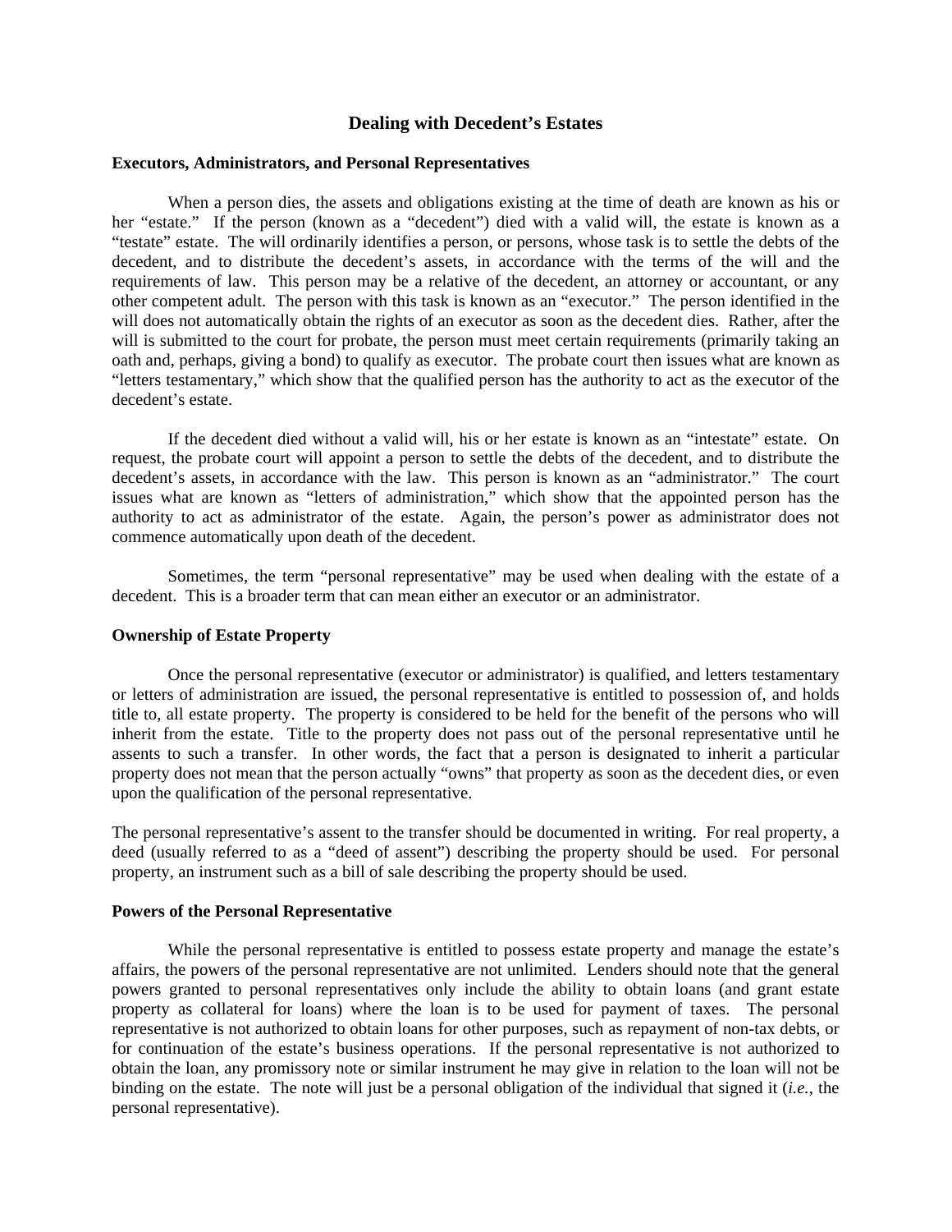# Dealing with Decedent's Estates

## Executors, Administrators, and Personal Representatives

When a person dies, the assets and obligations existing at the time of death are known as his or her "estate." If the person (known as a "decedent") died with a valid will, the estate is known as a "testate" estate. The will ordinarily identifies a person, or persons, whose task is to settle the debts of the decedent, and to distribute the decedent's assets, in accordance with the terms of the will and the requirements of law. This person may be a relative of the decedent, an attorney or accountant, or any other competent adult. The person with this task is known as an "executor." The person identified in the will does not automatically obtain the rights of an executor as soon as the decedent dies. Rather, after the will is submitted to the court for probate, the person must meet certain requirements (primarily taking an oath and, perhaps, giving a bond) to qualify as executor. The probate court then issues what are known as "letters testamentary," which show that the qualified person has the authority to act as the executor of the decedent's estate.

If the decedent died without a valid will, his or her estate is known as an "intestate" estate. On request, the probate court will appoint a person to settle the debts of the decedent, and to distribute the decedent's assets, in accordance with the law. This person is known as an "administrator." The court issues what are known as "letters of administration," which show that the appointed person has the authority to act as administrator of the estate. Again, the person's power as administrator does not commence automatically upon death of the decedent.

Sometimes, the term "personal representative" may be used when dealing with the estate of a decedent. This is a broader term that can mean either an executor or an administrator.

## Ownership of Estate Property

Once the personal representative (executor or administrator) is qualified, and letters testamentary or letters of administration are issued, the personal representative is entitled to possession of, and holds title to, all estate property. The property is considered to be held for the benefit of the persons who will inherit from the estate. Title to the property does not pass out of the personal representative until he assents to such a transfer. In other words, the fact that a person is designated to inherit a particular property does not mean that the person actually "owns" that property as soon as the decedent dies, or even upon the qualification of the personal representative.

The personal representative's assent to the transfer should be documented in writing. For real property, a deed (usually referred to as a "deed of assent") describing the property should be used. For personal property, an instrument such as a bill of sale describing the property should be used.

## Powers of the Personal Representative

While the personal representative is entitled to possess estate property and manage the estate's affairs, the powers of the personal representative are not unlimited. Lenders should note that the general powers granted to personal representatives only include the ability to obtain loans (and grant estate property as collateral for loans) where the loan is to be used for payment of taxes. The personal representative is not authorized to obtain loans for other purposes, such as repayment of non-tax debts, or for continuation of the estate's business operations. If the personal representative is not authorized to obtain the loan, any promissory note or similar instrument he may give in relation to the loan will not be binding on the estate. The note will just be a personal obligation of the individual that signed it (*i.e.*, the personal representative).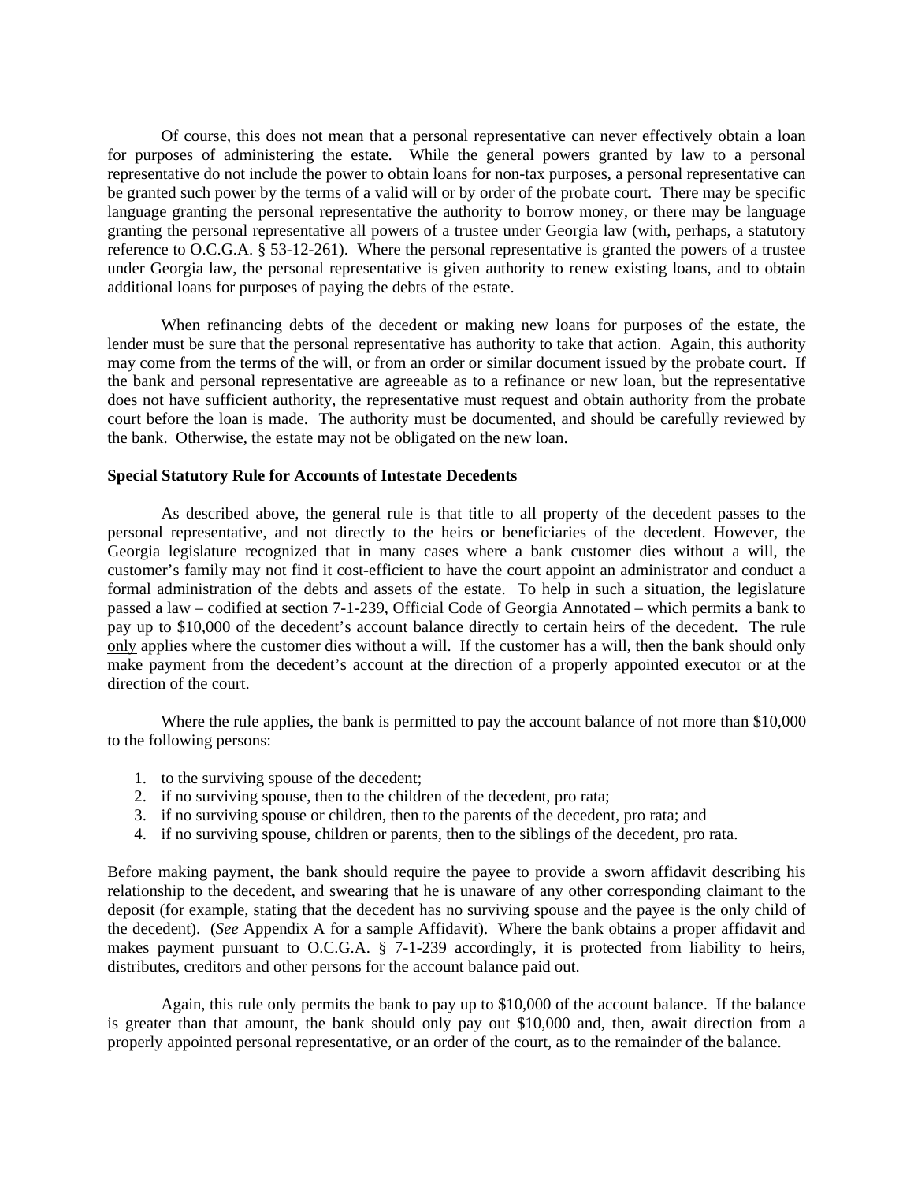Of course, this does not mean that a personal representative can never effectively obtain a loan for purposes of administering the estate. While the general powers granted by law to a personal representative do not include the power to obtain loans for non-tax purposes, a personal representative can be granted such power by the terms of a valid will or by order of the probate court. There may be specific language granting the personal representative the authority to borrow money, or there may be language granting the personal representative all powers of a trustee under Georgia law (with, perhaps, a statutory reference to O.C.G.A. § 53-12-261). Where the personal representative is granted the powers of a trustee under Georgia law, the personal representative is given authority to renew existing loans, and to obtain additional loans for purposes of paying the debts of the estate.

When refinancing debts of the decedent or making new loans for purposes of the estate, the lender must be sure that the personal representative has authority to take that action. Again, this authority may come from the terms of the will, or from an order or similar document issued by the probate court. If the bank and personal representative are agreeable as to a refinance or new loan, but the representative does not have sufficient authority, the representative must request and obtain authority from the probate court before the loan is made. The authority must be documented, and should be carefully reviewed by the bank. Otherwise, the estate may not be obligated on the new loan.

**Special Statutory Rule for Accounts of Intestate Decedents**

As described above, the general rule is that title to all property of the decedent passes to the personal representative, and not directly to the heirs or beneficiaries of the decedent. However, the Georgia legislature recognized that in many cases where a bank customer dies without a will, the customer's family may not find it cost-efficient to have the court appoint an administrator and conduct a formal administration of the debts and assets of the estate. To help in such a situation, the legislature passed a law – codified at section 7-1-239, Official Code of Georgia Annotated – which permits a bank to pay up to $10,000 of the decedent's account balance directly to certain heirs of the decedent. The rule <u>only</u> applies where the customer dies without a will. If the customer has a will, then the bank should only make payment from the decedent's account at the direction of a properly appointed executor or at the direction of the court.

Where the rule applies, the bank is permitted to pay the account balance of not more than $10,000 to the following persons:

1. to the surviving spouse of the decedent;
2. if no surviving spouse, then to the children of the decedent, pro rata;
3. if no surviving spouse or children, then to the parents of the decedent, pro rata; and
4. if no surviving spouse, children or parents, then to the siblings of the decedent, pro rata.

Before making payment, the bank should require the payee to provide a sworn affidavit describing his relationship to the decedent, and swearing that he is unaware of any other corresponding claimant to the deposit (for example, stating that the decedent has no surviving spouse and the payee is the only child of the decedent). (*See* Appendix A for a sample Affidavit). Where the bank obtains a proper affidavit and makes payment pursuant to O.C.G.A. § 7-1-239 accordingly, it is protected from liability to heirs, distributes, creditors and other persons for the account balance paid out.

Again, this rule only permits the bank to pay up to $10,000 of the account balance. If the balance is greater than that amount, the bank should only pay out $10,000 and, then, await direction from a properly appointed personal representative, or an order of the court, as to the remainder of the balance.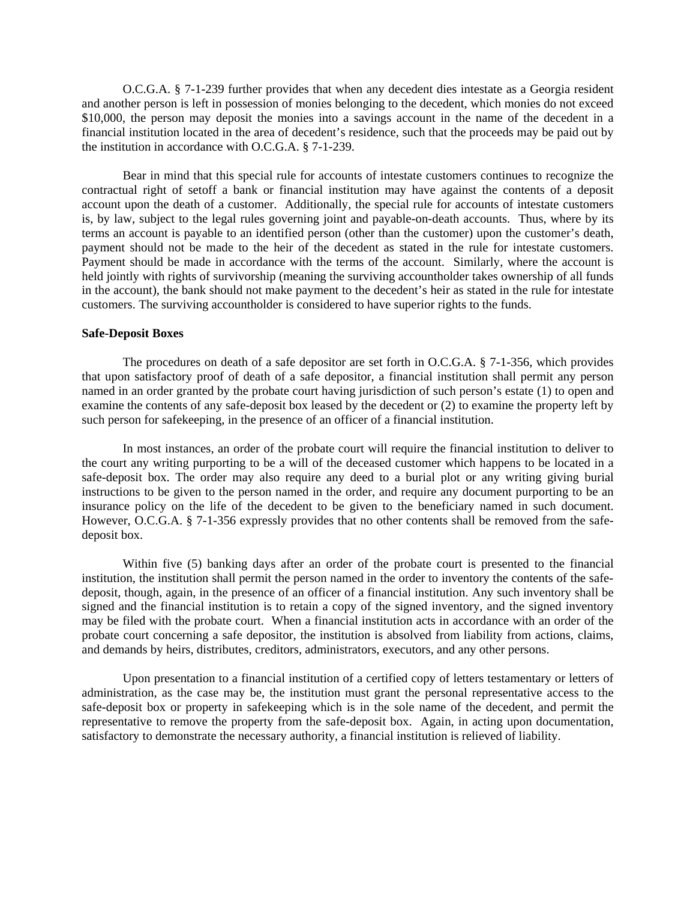O.C.G.A. § 7-1-239 further provides that when any decedent dies intestate as a Georgia resident and another person is left in possession of monies belonging to the decedent, which monies do not exceed $10,000, the person may deposit the monies into a savings account in the name of the decedent in a financial institution located in the area of decedent's residence, such that the proceeds may be paid out by the institution in accordance with O.C.G.A. § 7-1-239.

Bear in mind that this special rule for accounts of intestate customers continues to recognize the contractual right of setoff a bank or financial institution may have against the contents of a deposit account upon the death of a customer. Additionally, the special rule for accounts of intestate customers is, by law, subject to the legal rules governing joint and payable-on-death accounts. Thus, where by its terms an account is payable to an identified person (other than the customer) upon the customer's death, payment should not be made to the heir of the decedent as stated in the rule for intestate customers. Payment should be made in accordance with the terms of the account. Similarly, where the account is held jointly with rights of survivorship (meaning the surviving accountholder takes ownership of all funds in the account), the bank should not make payment to the decedent's heir as stated in the rule for intestate customers. The surviving accountholder is considered to have superior rights to the funds.

**Safe-Deposit Boxes**

The procedures on death of a safe depositor are set forth in O.C.G.A. § 7-1-356, which provides that upon satisfactory proof of death of a safe depositor, a financial institution shall permit any person named in an order granted by the probate court having jurisdiction of such person's estate (1) to open and examine the contents of any safe-deposit box leased by the decedent or (2) to examine the property left by such person for safekeeping, in the presence of an officer of a financial institution.

In most instances, an order of the probate court will require the financial institution to deliver to the court any writing purporting to be a will of the deceased customer which happens to be located in a safe-deposit box. The order may also require any deed to a burial plot or any writing giving burial instructions to be given to the person named in the order, and require any document purporting to be an insurance policy on the life of the decedent to be given to the beneficiary named in such document. However, O.C.G.A. § 7-1-356 expressly provides that no other contents shall be removed from the safe-deposit box.

Within five (5) banking days after an order of the probate court is presented to the financial institution, the institution shall permit the person named in the order to inventory the contents of the safe-deposit, though, again, in the presence of an officer of a financial institution. Any such inventory shall be signed and the financial institution is to retain a copy of the signed inventory, and the signed inventory may be filed with the probate court. When a financial institution acts in accordance with an order of the probate court concerning a safe depositor, the institution is absolved from liability from actions, claims, and demands by heirs, distributes, creditors, administrators, executors, and any other persons.

Upon presentation to a financial institution of a certified copy of letters testamentary or letters of administration, as the case may be, the institution must grant the personal representative access to the safe-deposit box or property in safekeeping which is in the sole name of the decedent, and permit the representative to remove the property from the safe-deposit box. Again, in acting upon documentation, satisfactory to demonstrate the necessary authority, a financial institution is relieved of liability.